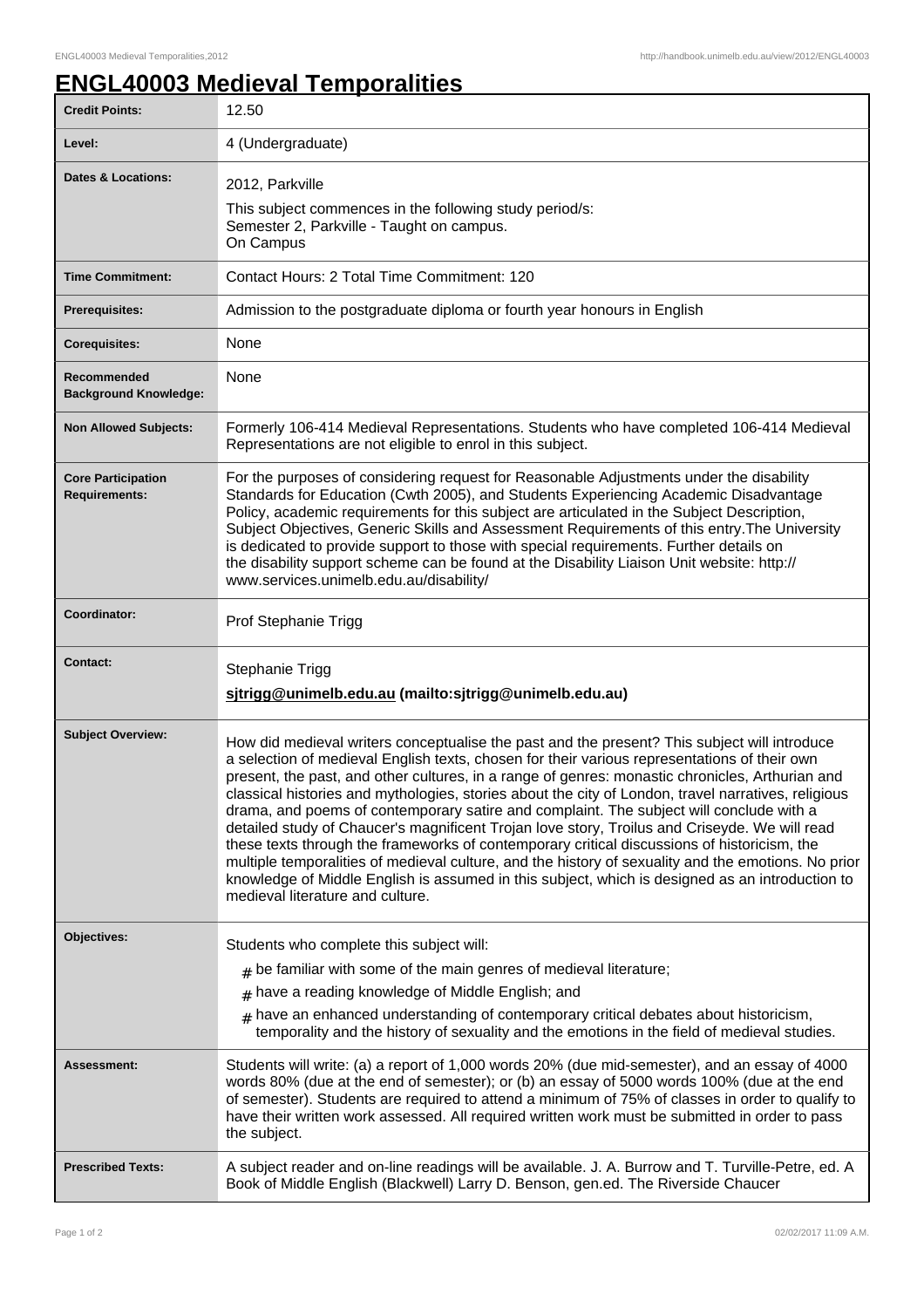# ENGL40003 Medieval Temporalities

| | |
|---|---|
| **Credit Points:** | 12.50 |
| **Level:** | 4 (Undergraduate) |
| **Dates & Locations:** | 2012, Parkville<br>This subject commences in the following study period/s:<br>Semester 2, Parkville - Taught on campus.<br>On Campus |
| **Time Commitment:** | Contact Hours: 2 Total Time Commitment: 120 |
| **Prerequisites:** | Admission to the postgraduate diploma or fourth year honours in English |
| **Corequisites:** | None |
| **Recommended Background Knowledge:** | None |
| **Non Allowed Subjects:** | Formerly 106-414 Medieval Representations. Students who have completed 106-414 Medieval Representations are not eligible to enrol in this subject. |
| **Core Participation Requirements:** | For the purposes of considering request for Reasonable Adjustments under the disability Standards for Education (Cwth 2005), and Students Experiencing Academic Disadvantage Policy, academic requirements for this subject are articulated in the Subject Description, Subject Objectives, Generic Skills and Assessment Requirements of this entry.The University is dedicated to provide support to those with special requirements. Further details on the disability support scheme can be found at the Disability Liaison Unit website: http://www.services.unimelb.edu.au/disability/ |
| **Coordinator:** | Prof Stephanie Trigg |
| **Contact:** | Stephanie Trigg<br>**sjtrigg@unimelb.edu.au (mailto:sjtrigg@unimelb.edu.au)** |
| **Subject Overview:** | How did medieval writers conceptualise the past and the present? This subject will introduce a selection of medieval English texts, chosen for their various representations of their own present, the past, and other cultures, in a range of genres: monastic chronicles, Arthurian and classical histories and mythologies, stories about the city of London, travel narratives, religious drama, and poems of contemporary satire and complaint. The subject will conclude with a detailed study of Chaucer's magnificent Trojan love story, Troilus and Criseyde. We will read these texts through the frameworks of contemporary critical discussions of historicism, the multiple temporalities of medieval culture, and the history of sexuality and the emotions. No prior knowledge of Middle English is assumed in this subject, which is designed as an introduction to medieval literature and culture. |
| **Objectives:** | Students who complete this subject will:<br># be familiar with some of the main genres of medieval literature;<br># have a reading knowledge of Middle English; and<br># have an enhanced understanding of contemporary critical debates about historicism, temporality and the history of sexuality and the emotions in the field of medieval studies. |
| **Assessment:** | Students will write: (a) a report of 1,000 words 20% (due mid-semester), and an essay of 4000 words 80% (due at the end of semester); or (b) an essay of 5000 words 100% (due at the end of semester). Students are required to attend a minimum of 75% of classes in order to qualify to have their written work assessed. All required written work must be submitted in order to pass the subject. |
| **Prescribed Texts:** | A subject reader and on-line readings will be available. J. A. Burrow and T. Turville-Petre, ed. A Book of Middle English (Blackwell) Larry D. Benson, gen.ed. The Riverside Chaucer |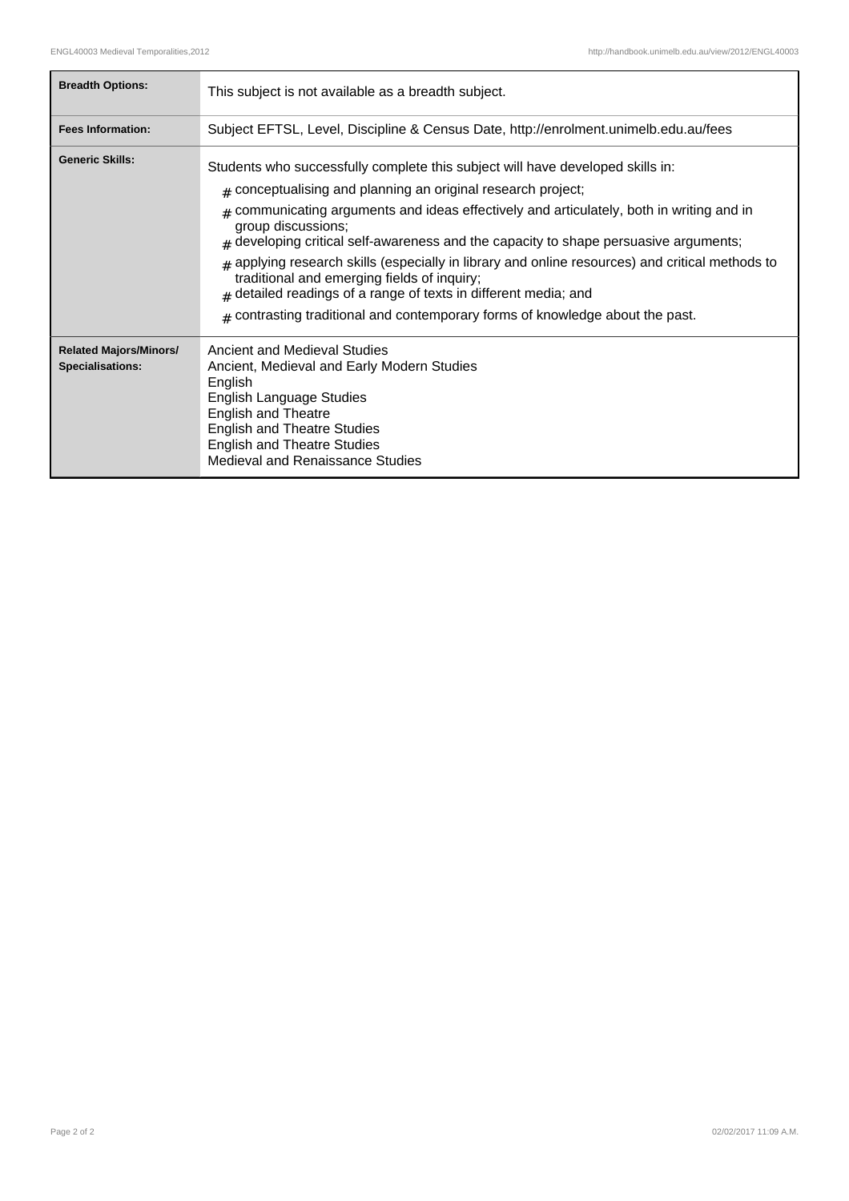| | |
|---|---|
| **Breadth Options:** | This subject is not available as a breadth subject. |
| **Fees Information:** | Subject EFTSL, Level, Discipline & Census Date, http://enrolment.unimelb.edu.au/fees |
| **Generic Skills:** | Students who successfully complete this subject will have developed skills in:<br># conceptualising and planning an original research project;<br># communicating arguments and ideas effectively and articulately, both in writing and in group discussions;<br># developing critical self-awareness and the capacity to shape persuasive arguments;<br># applying research skills (especially in library and online resources) and critical methods to traditional and emerging fields of inquiry;<br># detailed readings of a range of texts in different media; and<br># contrasting traditional and contemporary forms of knowledge about the past. |
| **Related Majors/Minors/ Specialisations:** | Ancient and Medieval Studies<br>Ancient, Medieval and Early Modern Studies<br>English<br>English Language Studies<br>English and Theatre<br>English and Theatre Studies<br>English and Theatre Studies<br>Medieval and Renaissance Studies |